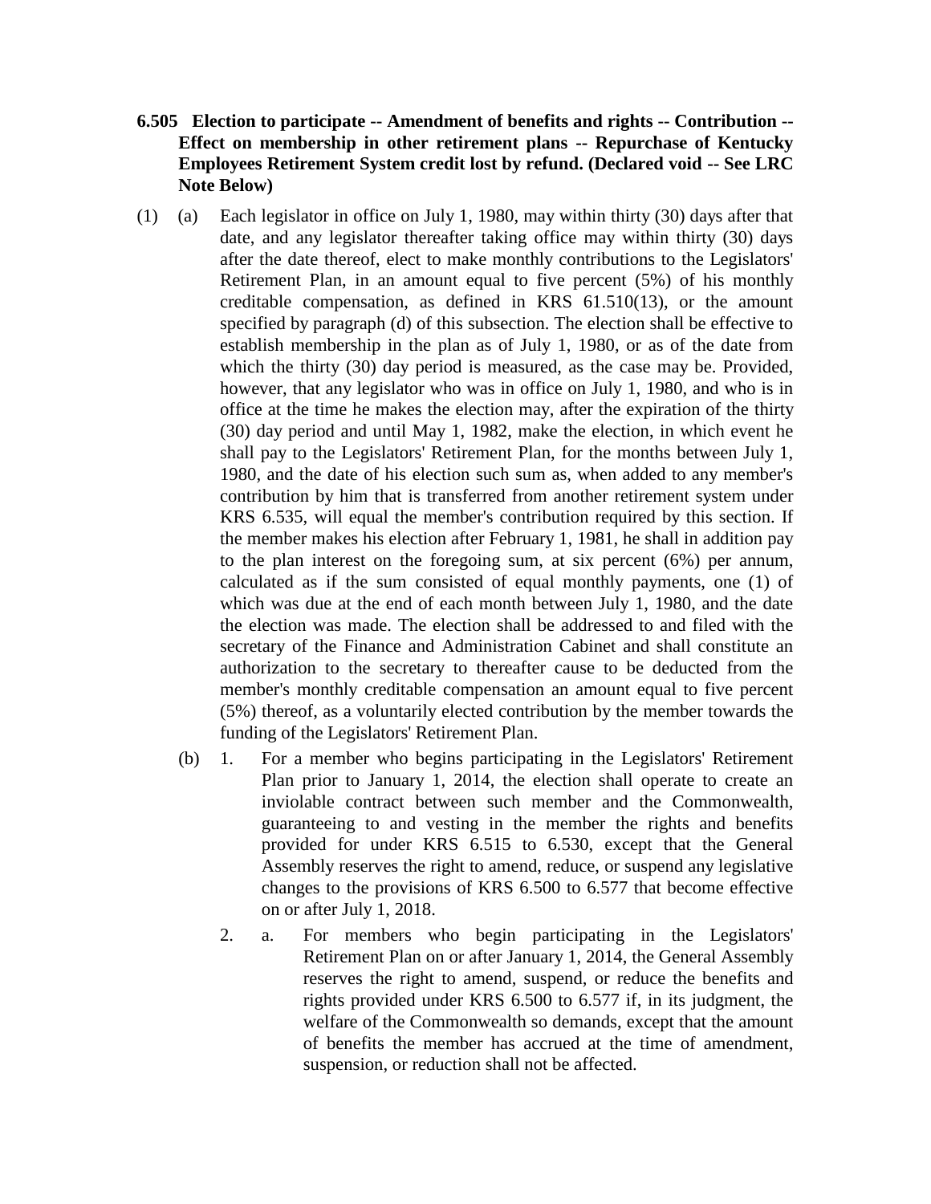**6.505 Election to participate -- Amendment of benefits and rights -- Contribution -- Effect on membership in other retirement plans -- Repurchase of Kentucky Employees Retirement System credit lost by refund. (Declared void -- See LRC Note Below)**

(1) (a) Each legislator in office on July 1, 1980, may within thirty (30) days after that date, and any legislator thereafter taking office may within thirty (30) days after the date thereof, elect to make monthly contributions to the Legislators' Retirement Plan, in an amount equal to five percent (5%) of his monthly creditable compensation, as defined in KRS 61.510(13), or the amount specified by paragraph (d) of this subsection. The election shall be effective to establish membership in the plan as of July 1, 1980, or as of the date from which the thirty (30) day period is measured, as the case may be. Provided, however, that any legislator who was in office on July 1, 1980, and who is in office at the time he makes the election may, after the expiration of the thirty (30) day period and until May 1, 1982, make the election, in which event he shall pay to the Legislators' Retirement Plan, for the months between July 1, 1980, and the date of his election such sum as, when added to any member's contribution by him that is transferred from another retirement system under KRS 6.535, will equal the member's contribution required by this section. If the member makes his election after February 1, 1981, he shall in addition pay to the plan interest on the foregoing sum, at six percent (6%) per annum, calculated as if the sum consisted of equal monthly payments, one (1) of which was due at the end of each month between July 1, 1980, and the date the election was made. The election shall be addressed to and filed with the secretary of the Finance and Administration Cabinet and shall constitute an authorization to the secretary to thereafter cause to be deducted from the member's monthly creditable compensation an amount equal to five percent (5%) thereof, as a voluntarily elected contribution by the member towards the funding of the Legislators' Retirement Plan.

(b) 1. For a member who begins participating in the Legislators' Retirement Plan prior to January 1, 2014, the election shall operate to create an inviolable contract between such member and the Commonwealth, guaranteeing to and vesting in the member the rights and benefits provided for under KRS 6.515 to 6.530, except that the General Assembly reserves the right to amend, reduce, or suspend any legislative changes to the provisions of KRS 6.500 to 6.577 that become effective on or after July 1, 2018.

2. a. For members who begin participating in the Legislators' Retirement Plan on or after January 1, 2014, the General Assembly reserves the right to amend, suspend, or reduce the benefits and rights provided under KRS 6.500 to 6.577 if, in its judgment, the welfare of the Commonwealth so demands, except that the amount of benefits the member has accrued at the time of amendment, suspension, or reduction shall not be affected.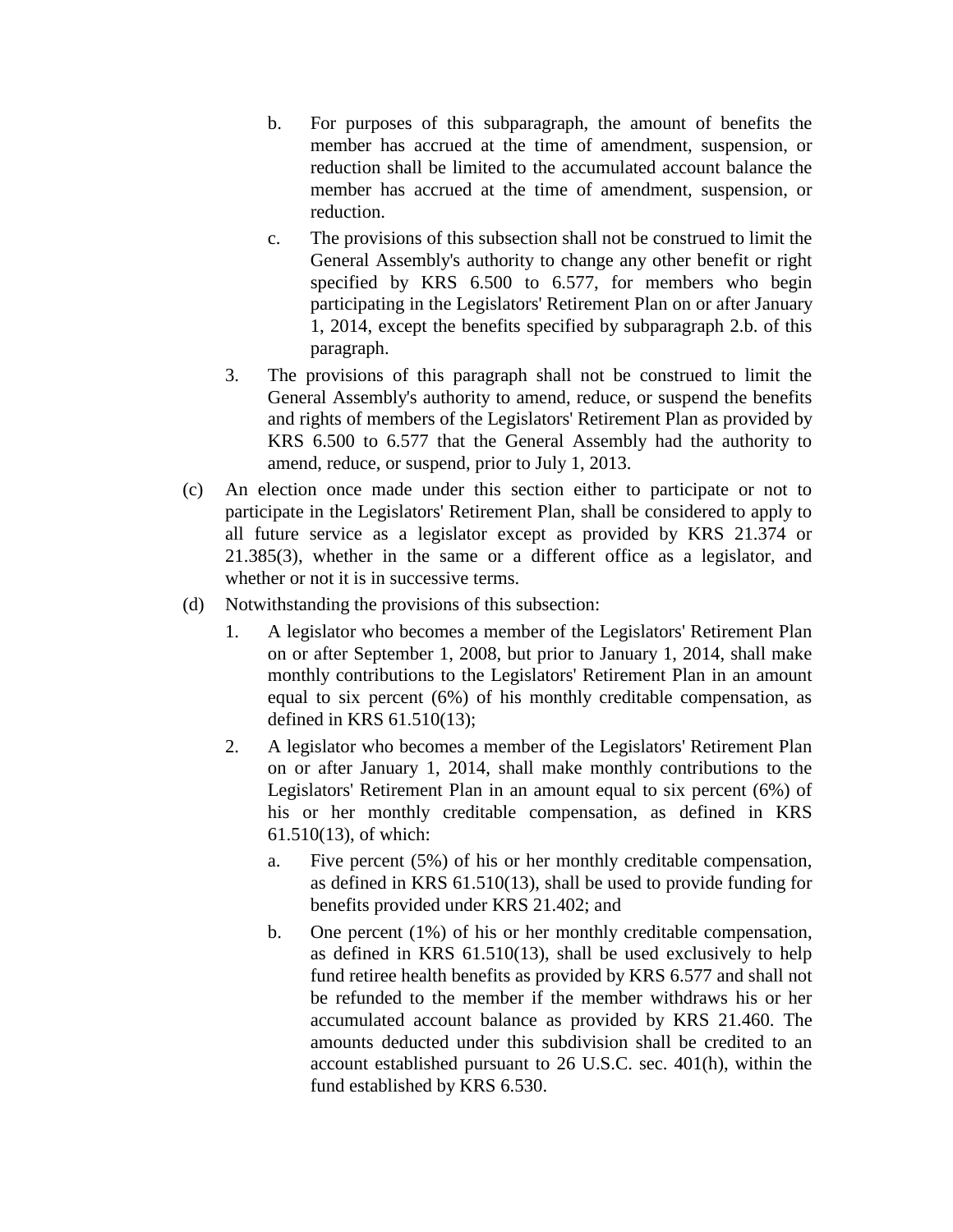b. For purposes of this subparagraph, the amount of benefits the member has accrued at the time of amendment, suspension, or reduction shall be limited to the accumulated account balance the member has accrued at the time of amendment, suspension, or reduction.

c. The provisions of this subsection shall not be construed to limit the General Assembly's authority to change any other benefit or right specified by KRS 6.500 to 6.577, for members who begin participating in the Legislators' Retirement Plan on or after January 1, 2014, except the benefits specified by subparagraph 2.b. of this paragraph.

3. The provisions of this paragraph shall not be construed to limit the General Assembly's authority to amend, reduce, or suspend the benefits and rights of members of the Legislators' Retirement Plan as provided by KRS 6.500 to 6.577 that the General Assembly had the authority to amend, reduce, or suspend, prior to July 1, 2013.

(c) An election once made under this section either to participate or not to participate in the Legislators' Retirement Plan, shall be considered to apply to all future service as a legislator except as provided by KRS 21.374 or 21.385(3), whether in the same or a different office as a legislator, and whether or not it is in successive terms.

(d) Notwithstanding the provisions of this subsection:

1. A legislator who becomes a member of the Legislators' Retirement Plan on or after September 1, 2008, but prior to January 1, 2014, shall make monthly contributions to the Legislators' Retirement Plan in an amount equal to six percent (6%) of his monthly creditable compensation, as defined in KRS 61.510(13);

2. A legislator who becomes a member of the Legislators' Retirement Plan on or after January 1, 2014, shall make monthly contributions to the Legislators' Retirement Plan in an amount equal to six percent (6%) of his or her monthly creditable compensation, as defined in KRS 61.510(13), of which:

   a. Five percent (5%) of his or her monthly creditable compensation, as defined in KRS 61.510(13), shall be used to provide funding for benefits provided under KRS 21.402; and

   b. One percent (1%) of his or her monthly creditable compensation, as defined in KRS 61.510(13), shall be used exclusively to help fund retiree health benefits as provided by KRS 6.577 and shall not be refunded to the member if the member withdraws his or her accumulated account balance as provided by KRS 21.460. The amounts deducted under this subdivision shall be credited to an account established pursuant to 26 U.S.C. sec. 401(h), within the fund established by KRS 6.530.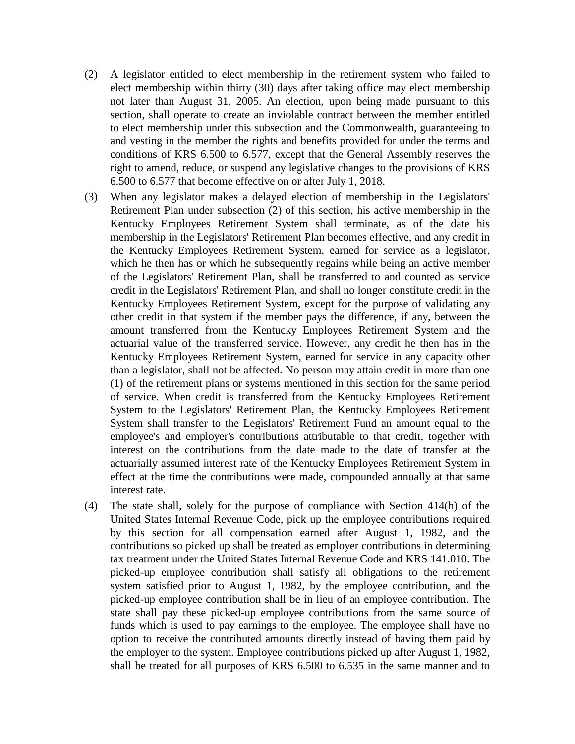(2) A legislator entitled to elect membership in the retirement system who failed to elect membership within thirty (30) days after taking office may elect membership not later than August 31, 2005. An election, upon being made pursuant to this section, shall operate to create an inviolable contract between the member entitled to elect membership under this subsection and the Commonwealth, guaranteeing to and vesting in the member the rights and benefits provided for under the terms and conditions of KRS 6.500 to 6.577, except that the General Assembly reserves the right to amend, reduce, or suspend any legislative changes to the provisions of KRS 6.500 to 6.577 that become effective on or after July 1, 2018.

(3) When any legislator makes a delayed election of membership in the Legislators' Retirement Plan under subsection (2) of this section, his active membership in the Kentucky Employees Retirement System shall terminate, as of the date his membership in the Legislators' Retirement Plan becomes effective, and any credit in the Kentucky Employees Retirement System, earned for service as a legislator, which he then has or which he subsequently regains while being an active member of the Legislators' Retirement Plan, shall be transferred to and counted as service credit in the Legislators' Retirement Plan, and shall no longer constitute credit in the Kentucky Employees Retirement System, except for the purpose of validating any other credit in that system if the member pays the difference, if any, between the amount transferred from the Kentucky Employees Retirement System and the actuarial value of the transferred service. However, any credit he then has in the Kentucky Employees Retirement System, earned for service in any capacity other than a legislator, shall not be affected. No person may attain credit in more than one (1) of the retirement plans or systems mentioned in this section for the same period of service. When credit is transferred from the Kentucky Employees Retirement System to the Legislators' Retirement Plan, the Kentucky Employees Retirement System shall transfer to the Legislators' Retirement Fund an amount equal to the employee's and employer's contributions attributable to that credit, together with interest on the contributions from the date made to the date of transfer at the actuarially assumed interest rate of the Kentucky Employees Retirement System in effect at the time the contributions were made, compounded annually at that same interest rate.

(4) The state shall, solely for the purpose of compliance with Section 414(h) of the United States Internal Revenue Code, pick up the employee contributions required by this section for all compensation earned after August 1, 1982, and the contributions so picked up shall be treated as employer contributions in determining tax treatment under the United States Internal Revenue Code and KRS 141.010. The picked-up employee contribution shall satisfy all obligations to the retirement system satisfied prior to August 1, 1982, by the employee contribution, and the picked-up employee contribution shall be in lieu of an employee contribution. The state shall pay these picked-up employee contributions from the same source of funds which is used to pay earnings to the employee. The employee shall have no option to receive the contributed amounts directly instead of having them paid by the employer to the system. Employee contributions picked up after August 1, 1982, shall be treated for all purposes of KRS 6.500 to 6.535 in the same manner and to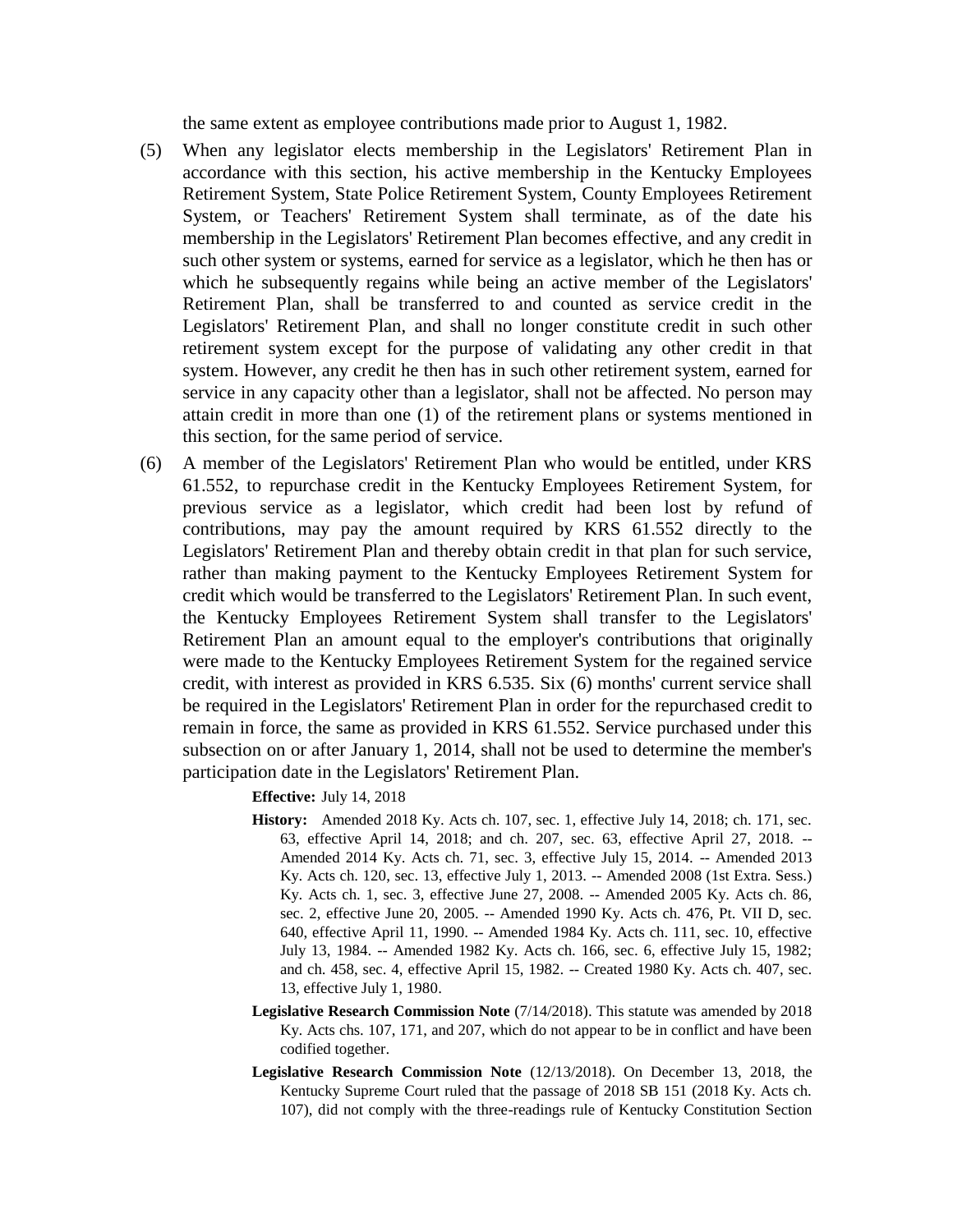the same extent as employee contributions made prior to August 1, 1982.

(5) When any legislator elects membership in the Legislators' Retirement Plan in accordance with this section, his active membership in the Kentucky Employees Retirement System, State Police Retirement System, County Employees Retirement System, or Teachers' Retirement System shall terminate, as of the date his membership in the Legislators' Retirement Plan becomes effective, and any credit in such other system or systems, earned for service as a legislator, which he then has or which he subsequently regains while being an active member of the Legislators' Retirement Plan, shall be transferred to and counted as service credit in the Legislators' Retirement Plan, and shall no longer constitute credit in such other retirement system except for the purpose of validating any other credit in that system. However, any credit he then has in such other retirement system, earned for service in any capacity other than a legislator, shall not be affected. No person may attain credit in more than one (1) of the retirement plans or systems mentioned in this section, for the same period of service.

(6) A member of the Legislators' Retirement Plan who would be entitled, under KRS 61.552, to repurchase credit in the Kentucky Employees Retirement System, for previous service as a legislator, which credit had been lost by refund of contributions, may pay the amount required by KRS 61.552 directly to the Legislators' Retirement Plan and thereby obtain credit in that plan for such service, rather than making payment to the Kentucky Employees Retirement System for credit which would be transferred to the Legislators' Retirement Plan. In such event, the Kentucky Employees Retirement System shall transfer to the Legislators' Retirement Plan an amount equal to the employer's contributions that originally were made to the Kentucky Employees Retirement System for the regained service credit, with interest as provided in KRS 6.535. Six (6) months' current service shall be required in the Legislators' Retirement Plan in order for the repurchased credit to remain in force, the same as provided in KRS 61.552. Service purchased under this subsection on or after January 1, 2014, shall not be used to determine the member's participation date in the Legislators' Retirement Plan.

**Effective:** July 14, 2018

**History:** Amended 2018 Ky. Acts ch. 107, sec. 1, effective July 14, 2018; ch. 171, sec. 63, effective April 14, 2018; and ch. 207, sec. 63, effective April 27, 2018. -- Amended 2014 Ky. Acts ch. 71, sec. 3, effective July 15, 2014. -- Amended 2013 Ky. Acts ch. 120, sec. 13, effective July 1, 2013. -- Amended 2008 (1st Extra. Sess.) Ky. Acts ch. 1, sec. 3, effective June 27, 2008. -- Amended 2005 Ky. Acts ch. 86, sec. 2, effective June 20, 2005. -- Amended 1990 Ky. Acts ch. 476, Pt. VII D, sec. 640, effective April 11, 1990. -- Amended 1984 Ky. Acts ch. 111, sec. 10, effective July 13, 1984. -- Amended 1982 Ky. Acts ch. 166, sec. 6, effective July 15, 1982; and ch. 458, sec. 4, effective April 15, 1982. -- Created 1980 Ky. Acts ch. 407, sec. 13, effective July 1, 1980.

**Legislative Research Commission Note** (7/14/2018). This statute was amended by 2018 Ky. Acts chs. 107, 171, and 207, which do not appear to be in conflict and have been codified together.

**Legislative Research Commission Note** (12/13/2018). On December 13, 2018, the Kentucky Supreme Court ruled that the passage of 2018 SB 151 (2018 Ky. Acts ch. 107), did not comply with the three-readings rule of Kentucky Constitution Section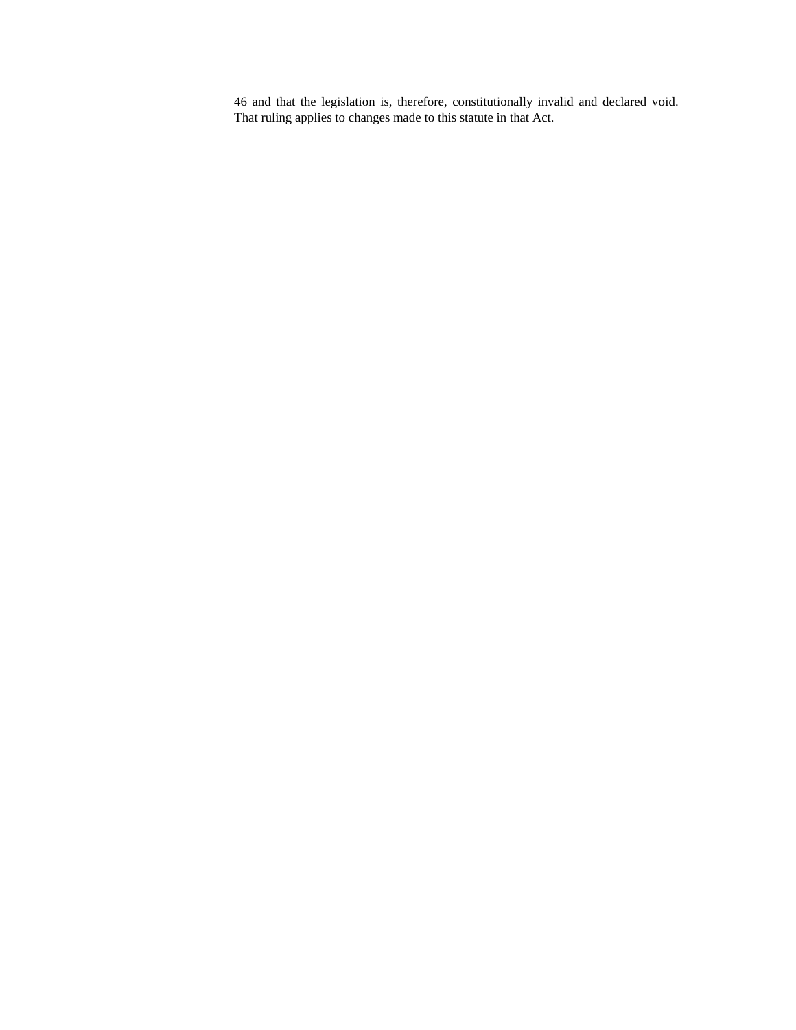46 and that the legislation is, therefore, constitutionally invalid and declared void. That ruling applies to changes made to this statute in that Act.